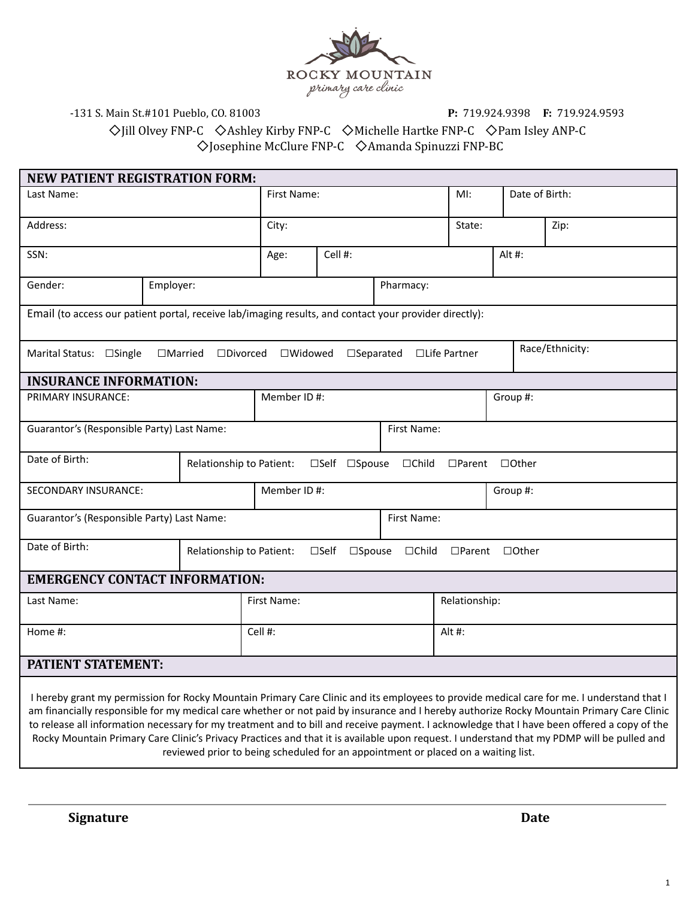ROCKY MOUNTAIN
primary care clinic

-131 S. Main St.#101 Pueblo, CO. 81003 **P:** 719.924.9398 **F:** 719.924.9593

◇Jill Olvey FNP-C ◇Ashley Kirby FNP-C ◇Michelle Hartke FNP-C ◇Pam Isley ANP-C
◇Josephine McClure FNP-C ◇Amanda Spinuzzi FNP-BC

## NEW PATIENT REGISTRATION FORM:

| Last Name: | First Name: | MI: | Date of Birth: |
|---|---|---|---|
| Address: | City: | State: | Zip: |
| SSN: | Age: | Cell #: | Alt #: |
| Gender: | Employer: | Pharmacy: | |

Email (to access our patient portal, receive lab/imaging results, and contact your provider directly):

Marital Status: ☐Single ☐Married ☐Divorced ☐Widowed ☐Separated ☐Life Partner

Race/Ethnicity:

## INSURANCE INFORMATION:

| PRIMARY INSURANCE: | Member ID #: | Group #: |
|---|---|---|

| Guarantor's (Responsible Party) Last Name: | First Name: |
|---|---|

| Date of Birth: | Relationship to Patient: ☐Self ☐Spouse ☐Child ☐Parent ☐Other |
|---|---|

| SECONDARY INSURANCE: | Member ID #: | Group #: |
|---|---|---|

| Guarantor's (Responsible Party) Last Name: | First Name: |
|---|---|

| Date of Birth: | Relationship to Patient: ☐Self ☐Spouse ☐Child ☐Parent ☐Other |
|---|---|

## EMERGENCY CONTACT INFORMATION:

| Last Name: | First Name: | Relationship: |
|---|---|---|
| Home #: | Cell #: | Alt #: |

## PATIENT STATEMENT:

I hereby grant my permission for Rocky Mountain Primary Care Clinic and its employees to provide medical care for me. I understand that I am financially responsible for my medical care whether or not paid by insurance and I hereby authorize Rocky Mountain Primary Care Clinic to release all information necessary for my treatment and to bill and receive payment. I acknowledge that I have been offered a copy of the Rocky Mountain Primary Care Clinic's Privacy Practices and that it is available upon request. I understand that my PDMP will be pulled and reviewed prior to being scheduled for an appointment or placed on a waiting list.

**Signature** **Date**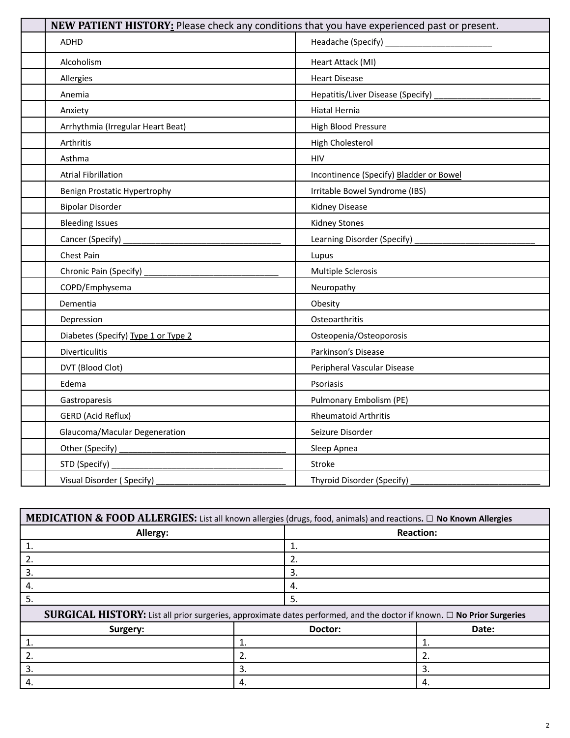| | **NEW PATIENT HISTORY:** Please check any conditions that you have experienced past or present. | |
|---|---|---|
| | ADHD | Headache (Specify) _______________________ |
| | Alcoholism | Heart Attack (MI) |
| | Allergies | Heart Disease |
| | Anemia | Hepatitis/Liver Disease (Specify) ________________________ |
| | Anxiety | Hiatal Hernia |
| | Arrhythmia (Irregular Heart Beat) | High Blood Pressure |
| | Arthritis | High Cholesterol |
| | Asthma | HIV |
| | Atrial Fibrillation | Incontinence (Specify) Bladder or Bowel |
| | Benign Prostatic Hypertrophy | Irritable Bowel Syndrome (IBS) |
| | Bipolar Disorder | Kidney Disease |
| | Bleeding Issues | Kidney Stones |
| | Cancer (Specify) ___________________________________ | Learning Disorder (Specify) ___________________________ |
| | Chest Pain | Lupus |
| | Chronic Pain (Specify) ______________________________ | Multiple Sclerosis |
| | COPD/Emphysema | Neuropathy |
| | Dementia | Obesity |
| | Depression | Osteoarthritis |
| | Diabetes (Specify) Type 1 or Type 2 | Osteopenia/Osteoporosis |
| | Diverticulitis | Parkinson's Disease |
| | DVT (Blood Clot) | Peripheral Vascular Disease |
| | Edema | Psoriasis |
| | Gastroparesis | Pulmonary Embolism (PE) |
| | GERD (Acid Reflux) | Rheumatoid Arthritis |
| | Glaucoma/Macular Degeneration | Seizure Disorder |
| | Other (Specify) ____________________________________ | Sleep Apnea |
| | STD (Specify) ______________________________________ | Stroke |
| | Visual Disorder ( Specify) _____________________________ | Thyroid Disorder (Specify) _____________________________ |

| **MEDICATION & FOOD ALLERGIES:** List all known allergies (drugs, food, animals) and reactions. ☐ **No Known Allergies** | |
|---|---|
| **Allergy:** | **Reaction:** |
| 1. | 1. |
| 2. | 2. |
| 3. | 3. |
| 4. | 4. |
| 5. | 5. |

| **SURGICAL HISTORY:** List all prior surgeries, approximate dates performed, and the doctor if known. ☐ **No Prior Surgeries** | | |
|---|---|---|
| **Surgery:** | **Doctor:** | **Date:** |
| 1. | 1. | 1. |
| 2. | 2. | 2. |
| 3. | 3. | 3. |
| 4. | 4. | 4. |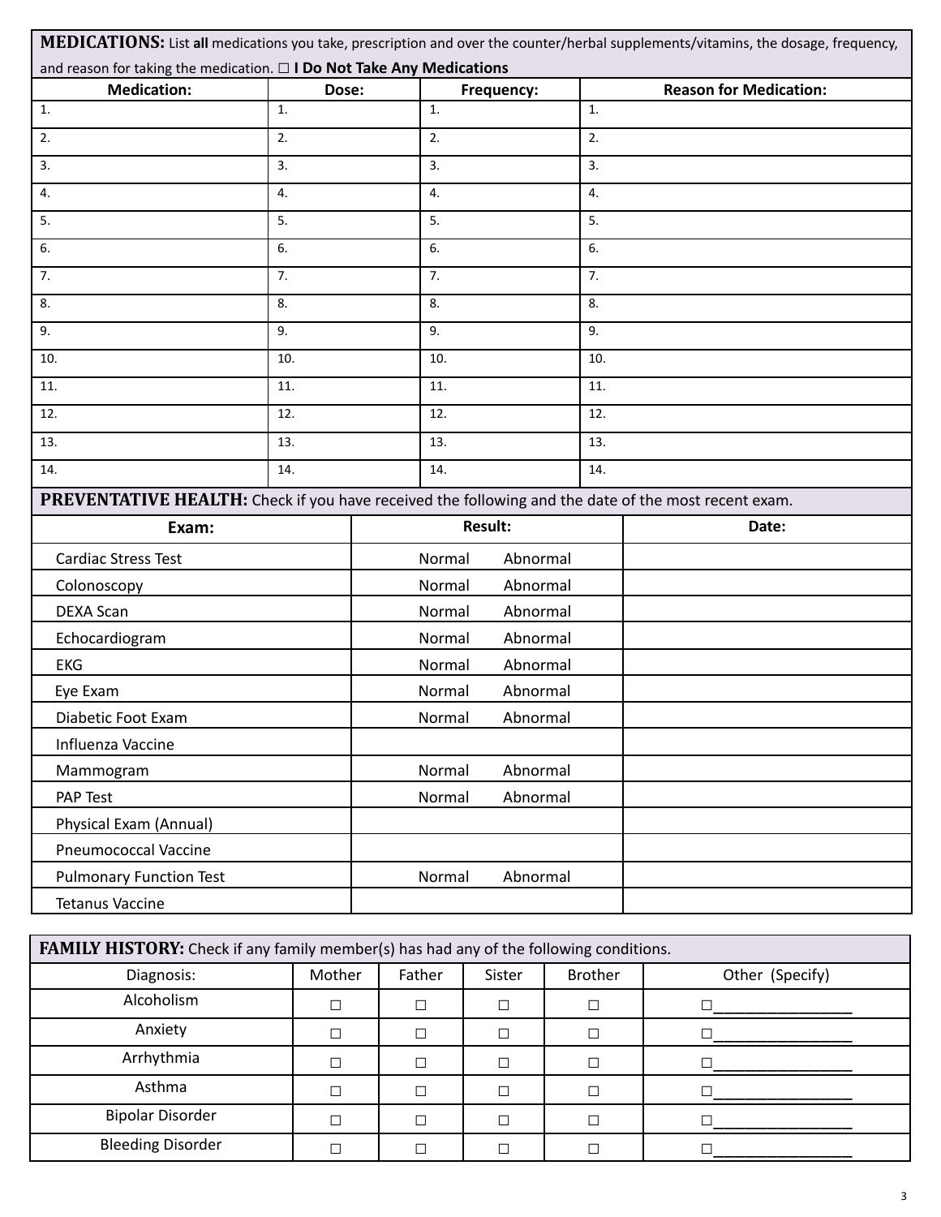## MEDICATIONS:

List **all** medications you take, prescription and over the counter/herbal supplements/vitamins, the dosage, frequency, and reason for taking the medication. ☐ **I Do Not Take Any Medications**

| Medication: | Dose: | Frequency: | Reason for Medication: |
|---|---|---|---|
| 1. | 1. | 1. | 1. |
| 2. | 2. | 2. | 2. |
| 3. | 3. | 3. | 3. |
| 4. | 4. | 4. | 4. |
| 5. | 5. | 5. | 5. |
| 6. | 6. | 6. | 6. |
| 7. | 7. | 7. | 7. |
| 8. | 8. | 8. | 8. |
| 9. | 9. | 9. | 9. |
| 10. | 10. | 10. | 10. |
| 11. | 11. | 11. | 11. |
| 12. | 12. | 12. | 12. |
| 13. | 13. | 13. | 13. |
| 14. | 14. | 14. | 14. |

## PREVENTATIVE HEALTH:

Check if you have received the following and the date of the most recent exam.

| Exam: | Result: | Date: |
|---|---|---|
| Cardiac Stress Test | Normal Abnormal | |
| Colonoscopy | Normal Abnormal | |
| DEXA Scan | Normal Abnormal | |
| Echocardiogram | Normal Abnormal | |
| EKG | Normal Abnormal | |
| Eye Exam | Normal Abnormal | |
| Diabetic Foot Exam | Normal Abnormal | |
| Influenza Vaccine | | |
| Mammogram | Normal Abnormal | |
| PAP Test | Normal Abnormal | |
| Physical Exam (Annual) | | |
| Pneumococcal Vaccine | | |
| Pulmonary Function Test | Normal Abnormal | |
| Tetanus Vaccine | | |

## FAMILY HISTORY:

Check if any family member(s) has had any of the following conditions.

| Diagnosis: | Mother | Father | Sister | Brother | Other (Specify) |
|---|---|---|---|---|---|
| Alcoholism | ☐ | ☐ | ☐ | ☐ | ☐________________ |
| Anxiety | ☐ | ☐ | ☐ | ☐ | ☐________________ |
| Arrhythmia | ☐ | ☐ | ☐ | ☐ | ☐________________ |
| Asthma | ☐ | ☐ | ☐ | ☐ | ☐________________ |
| Bipolar Disorder | ☐ | ☐ | ☐ | ☐ | ☐________________ |
| Bleeding Disorder | ☐ | ☐ | ☐ | ☐ | ☐________________ |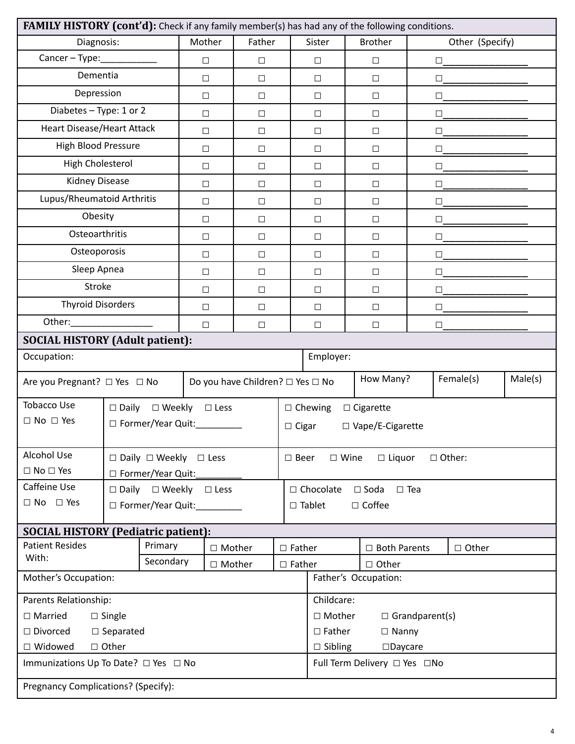**FAMILY HISTORY (cont'd):** Check if any family member(s) has had any of the following conditions.

| Diagnosis: | Mother | Father | Sister | Brother | Other (Specify) |
|---|---|---|---|---|---|
| Cancer – Type:___________ | ☐ | ☐ | ☐ | ☐ | ☐________________ |
| Dementia | ☐ | ☐ | ☐ | ☐ | ☐________________ |
| Depression | ☐ | ☐ | ☐ | ☐ | ☐________________ |
| Diabetes – Type: 1 or 2 | ☐ | ☐ | ☐ | ☐ | ☐________________ |
| Heart Disease/Heart Attack | ☐ | ☐ | ☐ | ☐ | ☐________________ |
| High Blood Pressure | ☐ | ☐ | ☐ | ☐ | ☐________________ |
| High Cholesterol | ☐ | ☐ | ☐ | ☐ | ☐________________ |
| Kidney Disease | ☐ | ☐ | ☐ | ☐ | ☐________________ |
| Lupus/Rheumatoid Arthritis | ☐ | ☐ | ☐ | ☐ | ☐________________ |
| Obesity | ☐ | ☐ | ☐ | ☐ | ☐________________ |
| Osteoarthritis | ☐ | ☐ | ☐ | ☐ | ☐________________ |
| Osteoporosis | ☐ | ☐ | ☐ | ☐ | ☐________________ |
| Sleep Apnea | ☐ | ☐ | ☐ | ☐ | ☐________________ |
| Stroke | ☐ | ☐ | ☐ | ☐ | ☐________________ |
| Thyroid Disorders | ☐ | ☐ | ☐ | ☐ | ☐________________ |
| Other:________________ | ☐ | ☐ | ☐ | ☐ | ☐________________ |

## SOCIAL HISTORY (Adult patient):

| Occupation: | | Employer: | | |
|---|---|---|---|---|
| Are you Pregnant? ☐ Yes ☐ No | Do you have Children? ☐ Yes ☐ No | How Many? | Female(s) | Male(s) |

| | | |
|---|---|---|
| Tobacco Use ☐ No ☐ Yes | ☐ Daily ☐ Weekly ☐ Less ☐ Former/Year Quit:_________ | ☐ Chewing ☐ Cigarette ☐ Cigar ☐ Vape/E-Cigarette |
| Alcohol Use ☐ No ☐ Yes | ☐ Daily ☐ Weekly ☐ Less ☐ Former/Year Quit:_________ | ☐ Beer ☐ Wine ☐ Liquor ☐ Other: |
| Caffeine Use ☐ No ☐ Yes | ☐ Daily ☐ Weekly ☐ Less ☐ Former/Year Quit:_________ | ☐ Chocolate ☐ Soda ☐ Tea ☐ Tablet ☐ Coffee |

## SOCIAL HISTORY (Pediatric patient):

| Patient Resides With: | Primary | ☐ Mother | ☐ Father | ☐ Both Parents | ☐ Other |
|---|---|---|---|---|---|
| | Secondary | ☐ Mother | ☐ Father | ☐ Other | |

| | |
|---|---|
| Mother's Occupation: | Father's Occupation: |
| Parents Relationship: ☐ Married ☐ Single ☐ Divorced ☐ Separated ☐ Widowed ☐ Other | Childcare: ☐ Mother ☐ Grandparent(s) ☐ Father ☐ Nanny ☐ Sibling ☐Daycare |
| Immunizations Up To Date? ☐ Yes ☐ No | Full Term Delivery ☐ Yes ☐No |
| Pregnancy Complications? (Specify): | |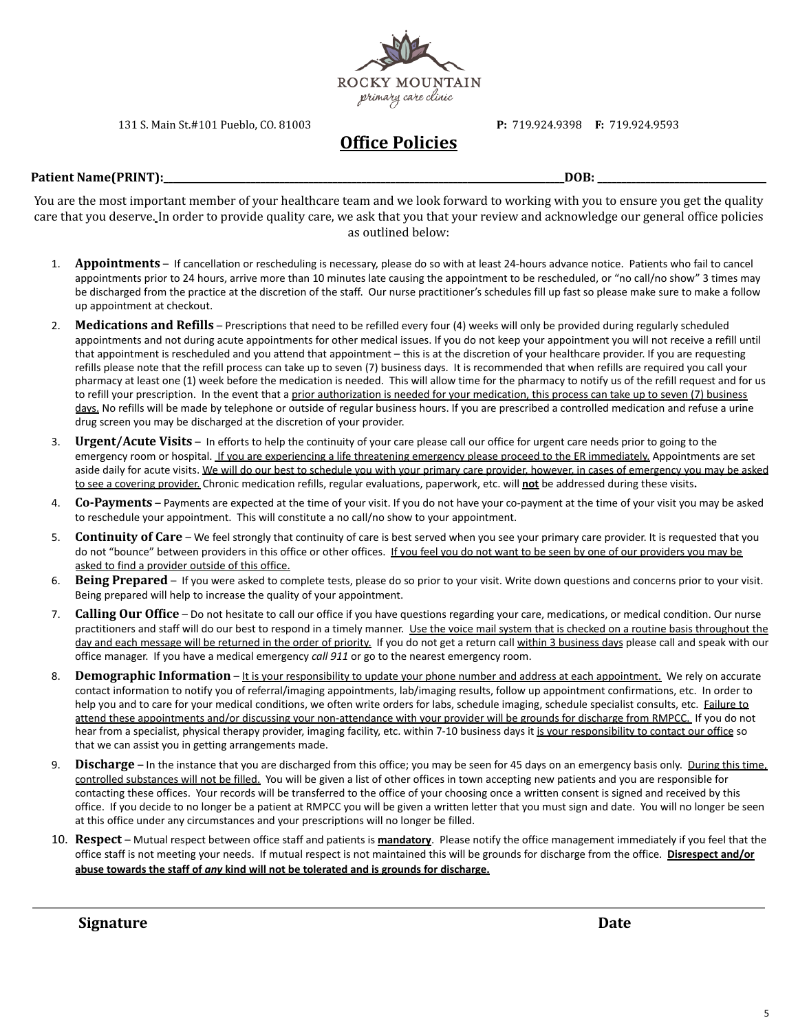ROCKY MOUNTAIN
primary care clinic

131 S. Main St.#101 Pueblo, CO. 81003 **P:** 719.924.9398 **F:** 719.924.9593

# Office Policies

**Patient Name(PRINT):**_______________________________________________**DOB:** ____________________

You are the most important member of your healthcare team and we look forward to working with you to ensure you get the quality care that you deserve. In order to provide quality care, we ask that you that your review and acknowledge our general office policies as outlined below:

1. **Appointments** – If cancellation or rescheduling is necessary, please do so with at least 24-hours advance notice. Patients who fail to cancel appointments prior to 24 hours, arrive more than 10 minutes late causing the appointment to be rescheduled, or "no call/no show" 3 times may be discharged from the practice at the discretion of the staff. Our nurse practitioner's schedules fill up fast so please make sure to make a follow up appointment at checkout.
2. **Medications and Refills** – Prescriptions that need to be refilled every four (4) weeks will only be provided during regularly scheduled appointments and not during acute appointments for other medical issues. If you do not keep your appointment you will not receive a refill until that appointment is rescheduled and you attend that appointment – this is at the discretion of your healthcare provider. If you are requesting refills please note that the refill process can take up to seven (7) business days. It is recommended that when refills are required you call your pharmacy at least one (1) week before the medication is needed. This will allow time for the pharmacy to notify us of the refill request and for us to refill your prescription. In the event that a prior authorization is needed for your medication, this process can take up to seven (7) business days. No refills will be made by telephone or outside of regular business hours. If you are prescribed a controlled medication and refuse a urine drug screen you may be discharged at the discretion of your provider.
3. **Urgent/Acute Visits** – In efforts to help the continuity of your care please call our office for urgent care needs prior to going to the emergency room or hospital. If you are experiencing a life threatening emergency please proceed to the ER immediately. Appointments are set aside daily for acute visits. We will do our best to schedule you with your primary care provider, however, in cases of emergency you may be asked to see a covering provider. Chronic medication refills, regular evaluations, paperwork, etc. will **not** be addressed during these visits**.**
4. **Co-Payments** – Payments are expected at the time of your visit. If you do not have your co-payment at the time of your visit you may be asked to reschedule your appointment. This will constitute a no call/no show to your appointment.
5. **Continuity of Care** – We feel strongly that continuity of care is best served when you see your primary care provider. It is requested that you do not "bounce" between providers in this office or other offices. If you feel you do not want to be seen by one of our providers you may be asked to find a provider outside of this office.
6. **Being Prepared** – If you were asked to complete tests, please do so prior to your visit. Write down questions and concerns prior to your visit. Being prepared will help to increase the quality of your appointment.
7. **Calling Our Office** – Do not hesitate to call our office if you have questions regarding your care, medications, or medical condition. Our nurse practitioners and staff will do our best to respond in a timely manner. Use the voice mail system that is checked on a routine basis throughout the day and each message will be returned in the order of priority. If you do not get a return call within 3 business days please call and speak with our office manager. If you have a medical emergency *call 911* or go to the nearest emergency room.
8. **Demographic Information** – It is your responsibility to update your phone number and address at each appointment. We rely on accurate contact information to notify you of referral/imaging appointments, lab/imaging results, follow up appointment confirmations, etc. In order to help you and to care for your medical conditions, we often write orders for labs, schedule imaging, schedule specialist consults, etc. Failure to attend these appointments and/or discussing your non-attendance with your provider will be grounds for discharge from RMPCC. If you do not hear from a specialist, physical therapy provider, imaging facility, etc. within 7-10 business days it is your responsibility to contact our office so that we can assist you in getting arrangements made.
9. **Discharge** – In the instance that you are discharged from this office; you may be seen for 45 days on an emergency basis only. During this time, controlled substances will not be filled. You will be given a list of other offices in town accepting new patients and you are responsible for contacting these offices. Your records will be transferred to the office of your choosing once a written consent is signed and received by this office. If you decide to no longer be a patient at RMPCC you will be given a written letter that you must sign and date. You will no longer be seen at this office under any circumstances and your prescriptions will no longer be filled.
10. **Respect** – Mutual respect between office staff and patients is **mandatory**. Please notify the office management immediately if you feel that the office staff is not meeting your needs. If mutual respect is not maintained this will be grounds for discharge from the office. **Disrespect and/or abuse towards the staff of *any* kind will not be tolerated and is grounds for discharge.**

______________________________________________________________________________

**Signature** **Date**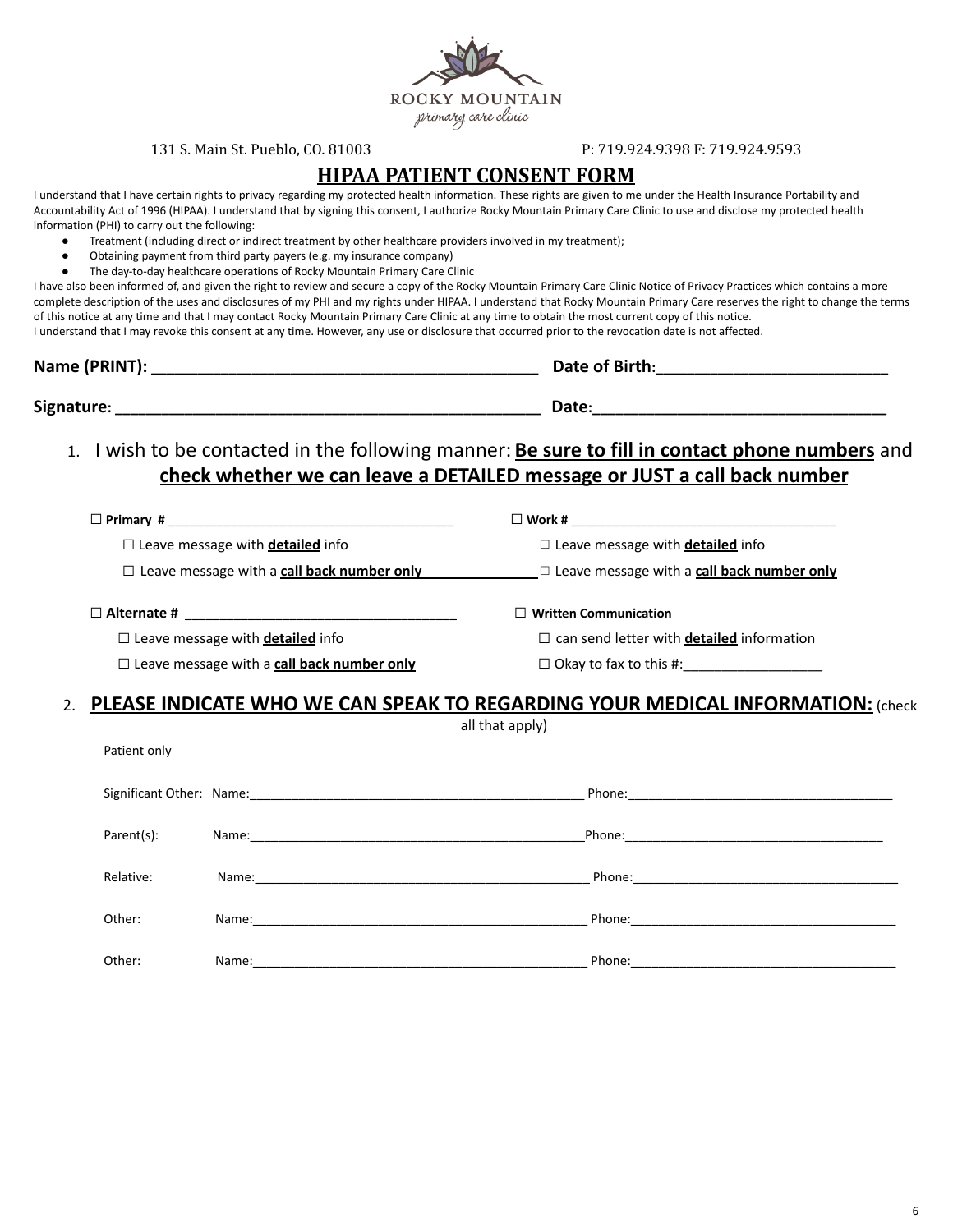ROCKY MOUNTAIN
primary care clinic

131 S. Main St. Pueblo, CO. 81003 P: 719.924.9398 F: 719.924.9593

# HIPAA PATIENT CONSENT FORM

I understand that I have certain rights to privacy regarding my protected health information. These rights are given to me under the Health Insurance Portability and Accountability Act of 1996 (HIPAA). I understand that by signing this consent, I authorize Rocky Mountain Primary Care Clinic to use and disclose my protected health information (PHI) to carry out the following:

- Treatment (including direct or indirect treatment by other healthcare providers involved in my treatment);
- Obtaining payment from third party payers (e.g. my insurance company)
- The day-to-day healthcare operations of Rocky Mountain Primary Care Clinic

I have also been informed of, and given the right to review and secure a copy of the Rocky Mountain Primary Care Clinic Notice of Privacy Practices which contains a more complete description of the uses and disclosures of my PHI and my rights under HIPAA. I understand that Rocky Mountain Primary Care reserves the right to change the terms of this notice at any time and that I may contact Rocky Mountain Primary Care Clinic at any time to obtain the most current copy of this notice.
I understand that I may revoke this consent at any time. However, any use or disclosure that occurred prior to the revocation date is not affected.

**Name (PRINT):** ____________________________________________ **Date of Birth:** __________________________

**Signature:** ________________________________________________ **Date:** _________________________________

1. I wish to be contacted in the following manner: **Be sure to fill in contact phone numbers** and **check whether we can leave a DETAILED message or JUST a call back number**

☐ **Primary #** _______________________________________
- ☐ Leave message with **detailed** info
- ☐ Leave message with a **call back number only**

☐ **Work #** ____________________________________
- ☐ Leave message with **detailed** info
- ☐ Leave message with a **call back number only**

☐ **Alternate #** ___________________________________
- ☐ Leave message with **detailed** info
- ☐ Leave message with a **call back number only**

☐ **Written Communication**
- ☐ can send letter with **detailed** information
- ☐ Okay to fax to this #:__________________

2. **PLEASE INDICATE WHO WE CAN SPEAK TO REGARDING YOUR MEDICAL INFORMATION:** (check all that apply)

Patient only

Significant Other: Name:_______________________________________________ Phone:_____________________________________

Parent(s): Name:_______________________________________________ Phone:____________________________________

Relative: Name:________________________________________________ Phone:_____________________________________

Other: Name:________________________________________________ Phone:_____________________________________

Other: Name:________________________________________________ Phone:_____________________________________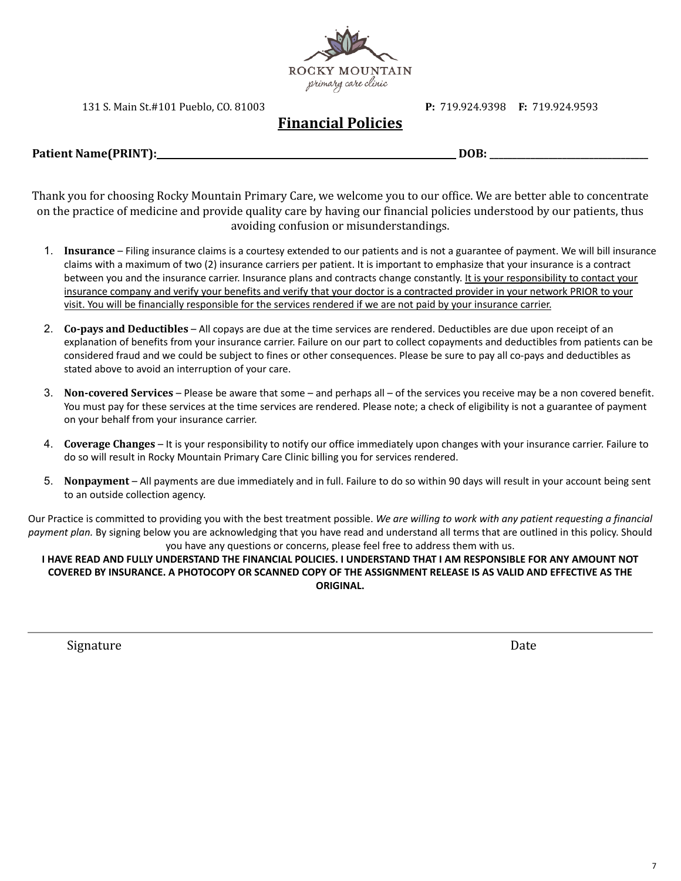ROCKY MOUNTAIN
primary care clinic

131 S. Main St.#101 Pueblo, CO. 81003 **P:** 719.924.9398 **F:** 719.924.9593

# Financial Policies

**Patient Name(PRINT):**\_\_\_\_\_\_\_\_\_\_\_\_\_\_\_\_\_\_\_\_\_\_\_\_\_\_\_\_\_\_\_\_\_\_\_\_ **DOB:** \_\_\_\_\_\_\_\_\_\_\_\_\_\_\_\_\_\_\_\_\_\_

Thank you for choosing Rocky Mountain Primary Care, we welcome you to our office. We are better able to concentrate on the practice of medicine and provide quality care by having our financial policies understood by our patients, thus avoiding confusion or misunderstandings.

1. **Insurance** – Filing insurance claims is a courtesy extended to our patients and is not a guarantee of payment. We will bill insurance claims with a maximum of two (2) insurance carriers per patient. It is important to emphasize that your insurance is a contract between you and the insurance carrier. Insurance plans and contracts change constantly. <u>It is your responsibility to contact your insurance company and verify your benefits and verify that your doctor is a contracted provider in your network PRIOR to your visit. You will be financially responsible for the services rendered if we are not paid by your insurance carrier.</u>
2. **Co-pays and Deductibles** – All copays are due at the time services are rendered. Deductibles are due upon receipt of an explanation of benefits from your insurance carrier. Failure on our part to collect copayments and deductibles from patients can be considered fraud and we could be subject to fines or other consequences. Please be sure to pay all co-pays and deductibles as stated above to avoid an interruption of your care.
3. **Non-covered Services** – Please be aware that some – and perhaps all – of the services you receive may be a non covered benefit. You must pay for these services at the time services are rendered. Please note; a check of eligibility is not a guarantee of payment on your behalf from your insurance carrier.
4. **Coverage Changes** – It is your responsibility to notify our office immediately upon changes with your insurance carrier. Failure to do so will result in Rocky Mountain Primary Care Clinic billing you for services rendered.
5. **Nonpayment** – All payments are due immediately and in full. Failure to do so within 90 days will result in your account being sent to an outside collection agency.

Our Practice is committed to providing you with the best treatment possible. *We are willing to work with any patient requesting a financial payment plan.* By signing below you are acknowledging that you have read and understand all terms that are outlined in this policy. Should you have any questions or concerns, please feel free to address them with us.

**I HAVE READ AND FULLY UNDERSTAND THE FINANCIAL POLICIES. I UNDERSTAND THAT I AM RESPONSIBLE FOR ANY AMOUNT NOT COVERED BY INSURANCE. A PHOTOCOPY OR SCANNED COPY OF THE ASSIGNMENT RELEASE IS AS VALID AND EFFECTIVE AS THE ORIGINAL.**

\_\_\_\_\_\_\_\_\_\_\_\_\_\_\_\_\_\_\_\_\_\_\_\_\_\_\_\_\_\_\_\_\_\_\_\_\_\_\_\_\_\_\_\_\_\_\_\_\_\_\_\_

Signature Date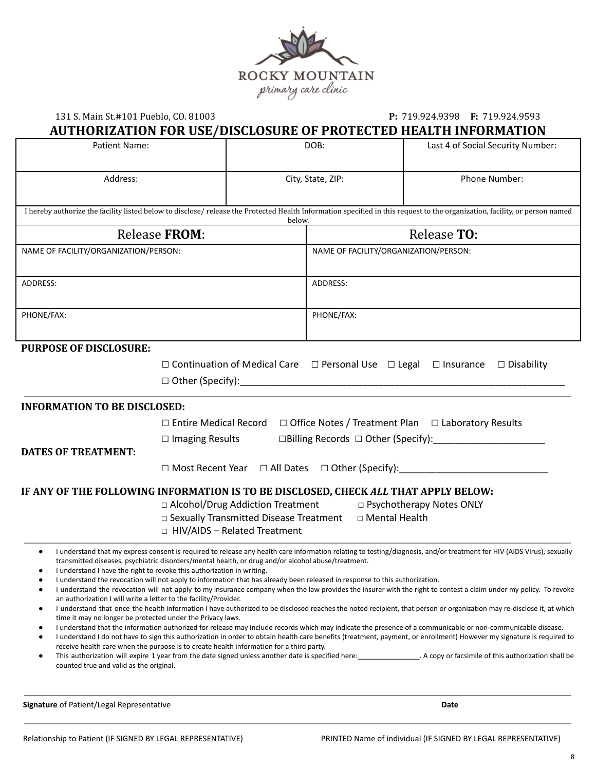ROCKY MOUNTAIN
primary care clinic

131 S. Main St.#101 Pueblo, CO. 81003 **P:** 719.924.9398 **F:** 719.924.9593

# AUTHORIZATION FOR USE/DISCLOSURE OF PROTECTED HEALTH INFORMATION

| Patient Name: | DOB: | Last 4 of Social Security Number: |
|---|---|---|
| Address: | City, State, ZIP: | Phone Number: |

I hereby authorize the facility listed below to disclose/ release the Protected Health Information specified in this request to the organization, facility, or person named below.

| Release **FROM**: | Release **TO**: |
|---|---|
| NAME OF FACILITY/ORGANIZATION/PERSON: | NAME OF FACILITY/ORGANIZATION/PERSON: |
| ADDRESS: | ADDRESS: |
| PHONE/FAX: | PHONE/FAX: |

**PURPOSE OF DISCLOSURE:**

☐ Continuation of Medical Care ☐ Personal Use ☐ Legal ☐ Insurance ☐ Disability

☐ Other (Specify):_______________________________________________________________

**INFORMATION TO BE DISCLOSED:**

☐ Entire Medical Record ☐ Office Notes / Treatment Plan ☐ Laboratory Results

☐ Imaging Results ☐Billing Records ☐ Other (Specify):_____________________

**DATES OF TREATMENT:**

☐ Most Recent Year ☐ All Dates ☐ Other (Specify):___________________________

**IF ANY OF THE FOLLOWING INFORMATION IS TO BE DISCLOSED, CHECK *ALL* THAT APPLY BELOW:**

□ Alcohol/Drug Addiction Treatment □ Psychotherapy Notes ONLY

□ Sexually Transmitted Disease Treatment □ Mental Health

□ HIV/AIDS – Related Treatment

- I understand that my express consent is required to release any health care information relating to testing/diagnosis, and/or treatment for HIV (AIDS Virus), sexually transmitted diseases, psychiatric disorders/mental health, or drug and/or alcohol abuse/treatment.
- I understand I have the right to revoke this authorization in writing.
- I understand the revocation will not apply to information that has already been released in response to this authorization.
- I understand the revocation will not apply to my insurance company when the law provides the insurer with the right to contest a claim under my policy. To revoke an authorization I will write a letter to the facility/Provider.
- I understand that once the health information I have authorized to be disclosed reaches the noted recipient, that person or organization may re-disclose it, at which time it may no longer be protected under the Privacy laws.
- I understand that the information authorized for release may include records which may indicate the presence of a communicable or non-communicable disease.
- I understand I do not have to sign this authorization in order to obtain health care benefits (treatment, payment, or enrollment) However my signature is required to receive health care when the purpose is to create health information for a third party.
- This authorization will expire 1 year from the date signed unless another date is specified here:________________. A copy or facsimile of this authorization shall be counted true and valid as the original.

______________________________________________________________________________

**Signature** of Patient/Legal Representative **Date**

______________________________________________________________________________

Relationship to Patient (IF SIGNED BY LEGAL REPRESENTATIVE) PRINTED Name of individual (IF SIGNED BY LEGAL REPRESENTATIVE)